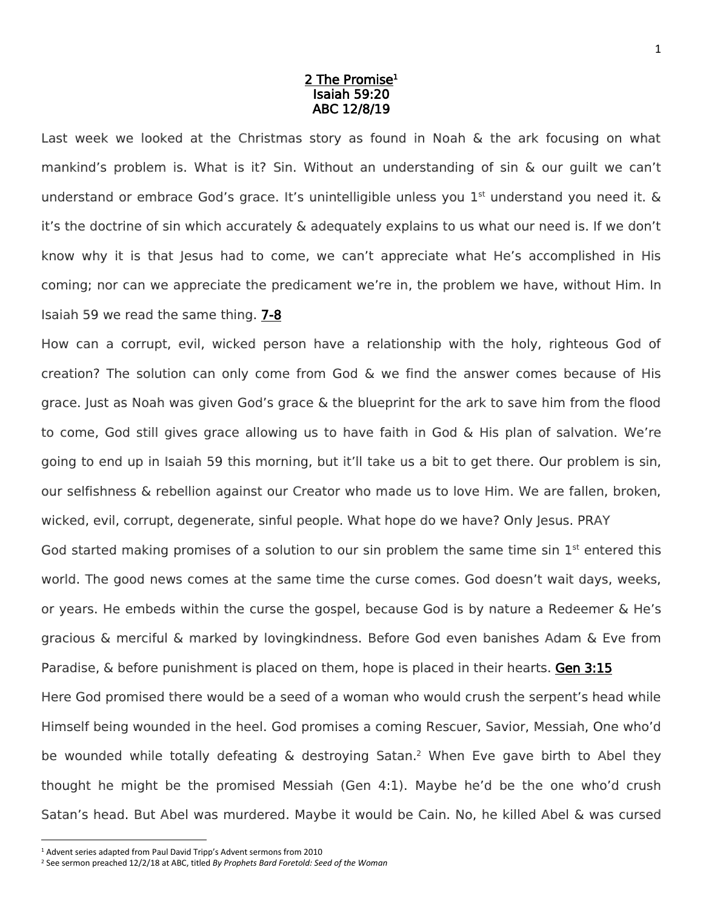# 2 The Promise[1]
## Isaiah 59:20
## ABC 12/8/19

Last week we looked at the Christmas story as found in Noah & the ark focusing on what mankind's problem is. What is it? Sin. Without an understanding of sin & our guilt we can't understand or embrace God's grace. It's unintelligible unless you 1st understand you need it. & it's the doctrine of sin which accurately & adequately explains to us what our need is. If we don't know why it is that Jesus had to come, we can't appreciate what He's accomplished in His coming; nor can we appreciate the predicament we're in, the problem we have, without Him. In Isaiah 59 we read the same thing. 7-8

How can a corrupt, evil, wicked person have a relationship with the holy, righteous God of creation? The solution can only come from God & we find the answer comes because of His grace. Just as Noah was given God's grace & the blueprint for the ark to save him from the flood to come, God still gives grace allowing us to have faith in God & His plan of salvation. We're going to end up in Isaiah 59 this morning, but it'll take us a bit to get there. Our problem is sin, our selfishness & rebellion against our Creator who made us to love Him. We are fallen, broken, wicked, evil, corrupt, degenerate, sinful people. What hope do we have? Only Jesus. PRAY

God started making promises of a solution to our sin problem the same time sin 1st entered this world. The good news comes at the same time the curse comes. God doesn't wait days, weeks, or years. He embeds within the curse the gospel, because God is by nature a Redeemer & He's gracious & merciful & marked by lovingkindness. Before God even banishes Adam & Eve from Paradise, & before punishment is placed on them, hope is placed in their hearts. Gen 3:15

Here God promised there would be a seed of a woman who would crush the serpent's head while Himself being wounded in the heel. God promises a coming Rescuer, Savior, Messiah, One who'd be wounded while totally defeating & destroying Satan.[2] When Eve gave birth to Abel they thought he might be the promised Messiah (Gen 4:1). Maybe he'd be the one who'd crush Satan's head. But Abel was murdered. Maybe it would be Cain. No, he killed Abel & was cursed

---

[1] Advent series adapted from Paul David Tripp's Advent sermons from 2010

[2] See sermon preached 12/2/18 at ABC, titled *By Prophets Bard Foretold: Seed of the Woman*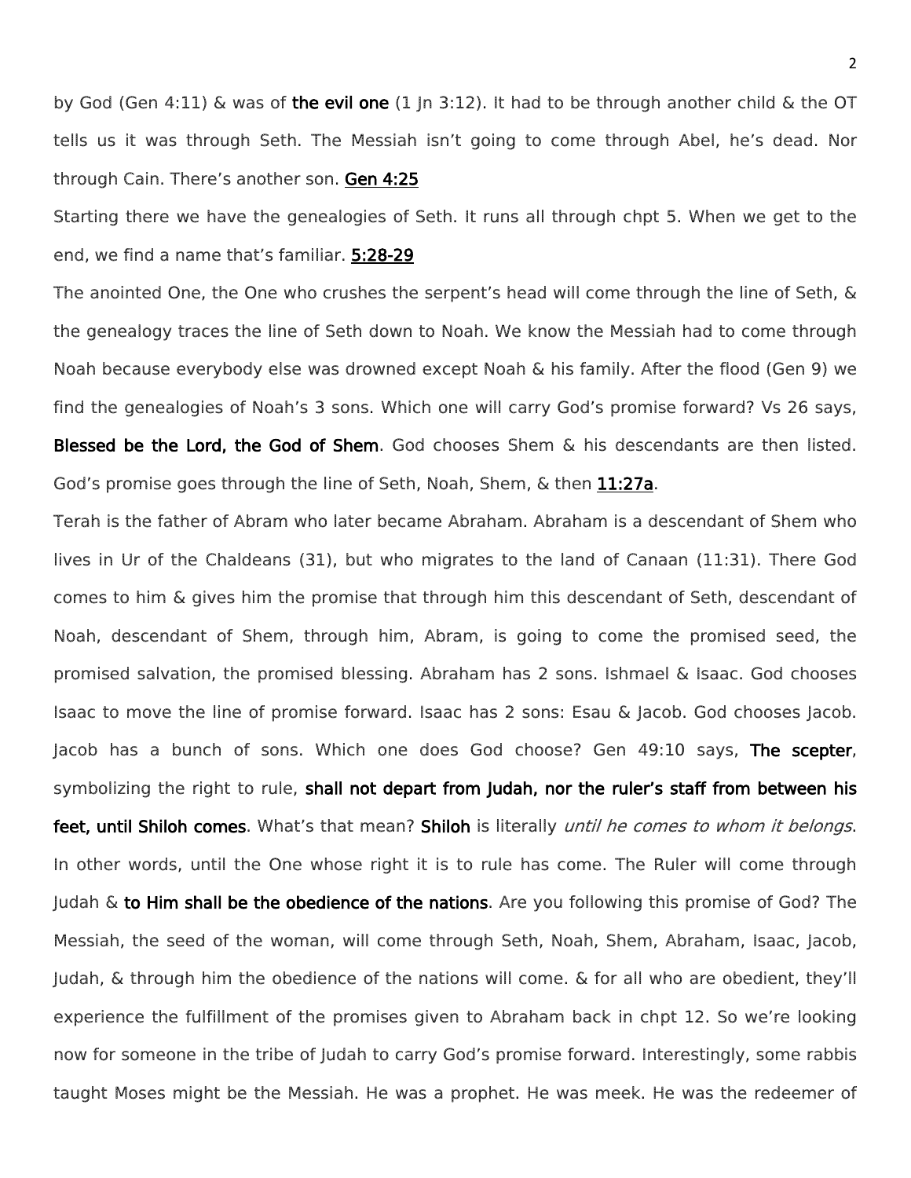by God (Gen 4:11) & was of **the evil one** (1 Jn 3:12). It had to be through another child & the OT tells us it was through Seth. The Messiah isn't going to come through Abel, he's dead. Nor through Cain. There's another son. **Gen 4:25**

Starting there we have the genealogies of Seth. It runs all through chpt 5. When we get to the end, we find a name that's familiar. **5:28-29**

The anointed One, the One who crushes the serpent's head will come through the line of Seth, & the genealogy traces the line of Seth down to Noah. We know the Messiah had to come through Noah because everybody else was drowned except Noah & his family. After the flood (Gen 9) we find the genealogies of Noah's 3 sons. Which one will carry God's promise forward? Vs 26 says, **Blessed be the Lord, the God of Shem**. God chooses Shem & his descendants are then listed. God's promise goes through the line of Seth, Noah, Shem, & then **11:27a**.

Terah is the father of Abram who later became Abraham. Abraham is a descendant of Shem who lives in Ur of the Chaldeans (31), but who migrates to the land of Canaan (11:31). There God comes to him & gives him the promise that through him this descendant of Seth, descendant of Noah, descendant of Shem, through him, Abram, is going to come the promised seed, the promised salvation, the promised blessing. Abraham has 2 sons. Ishmael & Isaac. God chooses Isaac to move the line of promise forward. Isaac has 2 sons: Esau & Jacob. God chooses Jacob. Jacob has a bunch of sons. Which one does God choose? Gen 49:10 says, **The scepter**, symbolizing the right to rule, **shall not depart from Judah, nor the ruler's staff from between his feet, until Shiloh comes**. What's that mean? **Shiloh** is literally *until he comes to whom it belongs*. In other words, until the One whose right it is to rule has come. The Ruler will come through Judah & **to Him shall be the obedience of the nations**. Are you following this promise of God? The Messiah, the seed of the woman, will come through Seth, Noah, Shem, Abraham, Isaac, Jacob, Judah, & through him the obedience of the nations will come. & for all who are obedient, they'll experience the fulfillment of the promises given to Abraham back in chpt 12. So we're looking now for someone in the tribe of Judah to carry God's promise forward. Interestingly, some rabbis taught Moses might be the Messiah. He was a prophet. He was meek. He was the redeemer of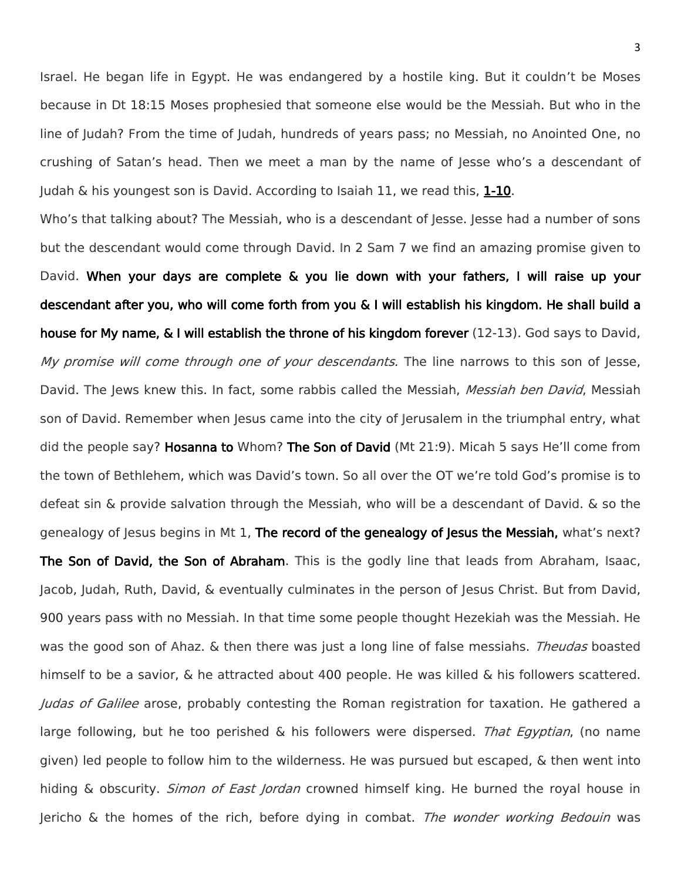Israel. He began life in Egypt. He was endangered by a hostile king. But it couldn't be Moses because in Dt 18:15 Moses prophesied that someone else would be the Messiah. But who in the line of Judah? From the time of Judah, hundreds of years pass; no Messiah, no Anointed One, no crushing of Satan's head. Then we meet a man by the name of Jesse who's a descendant of Judah & his youngest son is David. According to Isaiah 11, we read this, **1-10**.

Who's that talking about? The Messiah, who is a descendant of Jesse. Jesse had a number of sons but the descendant would come through David. In 2 Sam 7 we find an amazing promise given to David. **When your days are complete & you lie down with your fathers, I will raise up your descendant after you, who will come forth from you & I will establish his kingdom. He shall build a house for My name, & I will establish the throne of his kingdom forever** (12-13). God says to David, *My promise will come through one of your descendants.* The line narrows to this son of Jesse, David. The Jews knew this. In fact, some rabbis called the Messiah, *Messiah ben David*, Messiah son of David. Remember when Jesus came into the city of Jerusalem in the triumphal entry, what did the people say? **Hosanna to** Whom? **The Son of David** (Mt 21:9). Micah 5 says He'll come from the town of Bethlehem, which was David's town. So all over the OT we're told God's promise is to defeat sin & provide salvation through the Messiah, who will be a descendant of David. & so the genealogy of Jesus begins in Mt 1, **The record of the genealogy of Jesus the Messiah,** what's next? **The Son of David, the Son of Abraham**. This is the godly line that leads from Abraham, Isaac, Jacob, Judah, Ruth, David, & eventually culminates in the person of Jesus Christ. But from David, 900 years pass with no Messiah. In that time some people thought Hezekiah was the Messiah. He was the good son of Ahaz. & then there was just a long line of false messiahs. *Theudas* boasted himself to be a savior, & he attracted about 400 people. He was killed & his followers scattered. *Judas of Galilee* arose, probably contesting the Roman registration for taxation. He gathered a large following, but he too perished & his followers were dispersed. *That Egyptian*, (no name given) led people to follow him to the wilderness. He was pursued but escaped, & then went into hiding & obscurity. *Simon of East Jordan* crowned himself king. He burned the royal house in Jericho & the homes of the rich, before dying in combat. *The wonder working Bedouin* was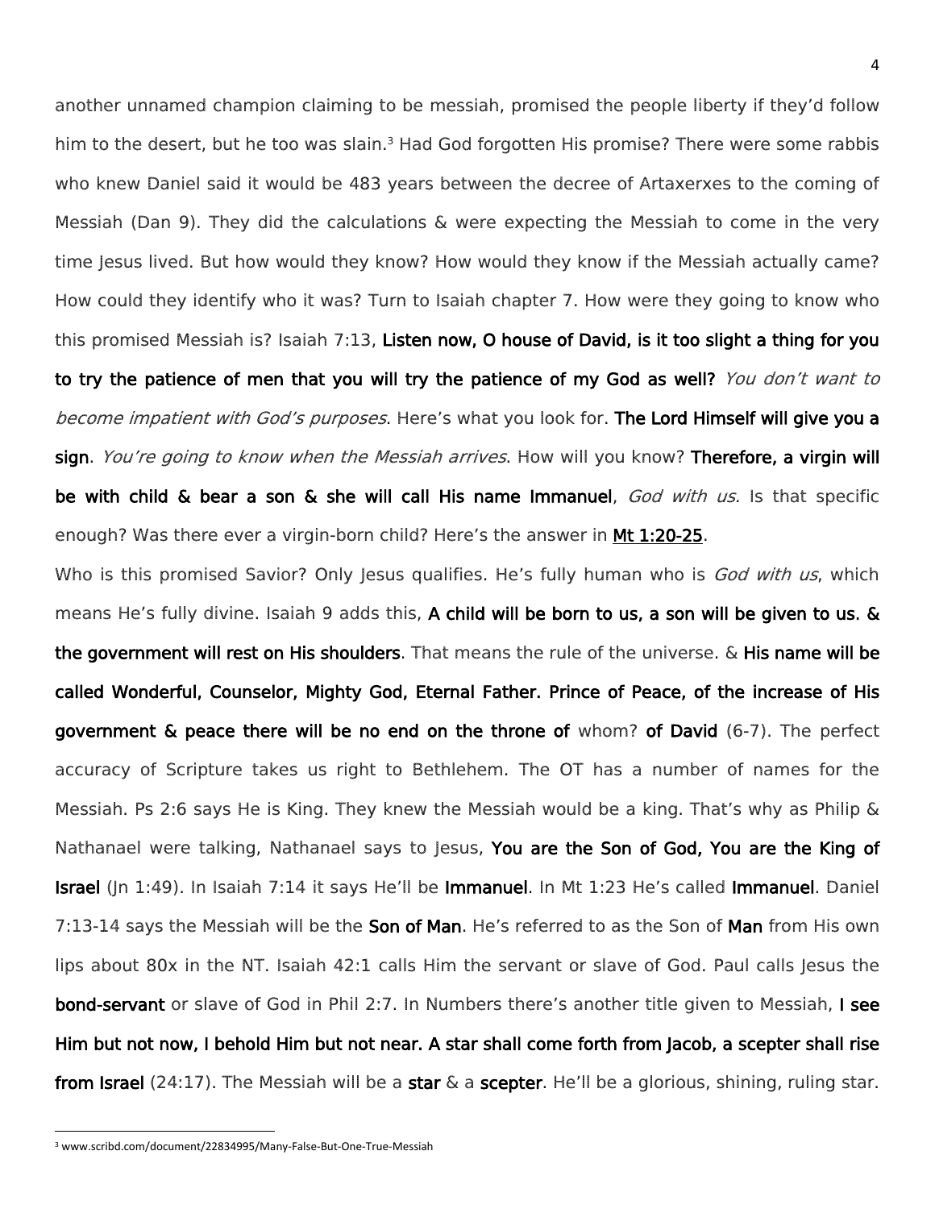another unnamed champion claiming to be messiah, promised the people liberty if they'd follow him to the desert, but he too was slain.[3] Had God forgotten His promise? There were some rabbis who knew Daniel said it would be 483 years between the decree of Artaxerxes to the coming of Messiah (Dan 9). They did the calculations & were expecting the Messiah to come in the very time Jesus lived. But how would they know? How would they know if the Messiah actually came? How could they identify who it was? Turn to Isaiah chapter 7. How were they going to know who this promised Messiah is? Isaiah 7:13, **Listen now, O house of David, is it too slight a thing for you to try the patience of men that you will try the patience of my God as well?** *You don't want to become impatient with God's purposes*. Here's what you look for. **The Lord Himself will give you a sign**. *You're going to know when the Messiah arrives*. How will you know? **Therefore, a virgin will be with child & bear a son & she will call His name Immanuel**, *God with us.* Is that specific enough? Was there ever a virgin-born child? Here's the answer in **Mt 1:20-25**.

Who is this promised Savior? Only Jesus qualifies. He's fully human who is *God with us*, which means He's fully divine. Isaiah 9 adds this, **A child will be born to us, a son will be given to us. & the government will rest on His shoulders**. That means the rule of the universe. & **His name will be called Wonderful, Counselor, Mighty God, Eternal Father. Prince of Peace, of the increase of His government & peace there will be no end on the throne of** whom? **of David** (6-7). The perfect accuracy of Scripture takes us right to Bethlehem. The OT has a number of names for the Messiah. Ps 2:6 says He is King. They knew the Messiah would be a king. That's why as Philip & Nathanael were talking, Nathanael says to Jesus, **You are the Son of God, You are the King of Israel** (Jn 1:49). In Isaiah 7:14 it says He'll be **Immanuel**. In Mt 1:23 He's called **Immanuel**. Daniel 7:13-14 says the Messiah will be the **Son of Man**. He's referred to as the Son of **Man** from His own lips about 80x in the NT. Isaiah 42:1 calls Him the servant or slave of God. Paul calls Jesus the **bond-servant** or slave of God in Phil 2:7. In Numbers there's another title given to Messiah, **I see Him but not now, I behold Him but not near. A star shall come forth from Jacob, a scepter shall rise from Israel** (24:17). The Messiah will be a **star** & a **scepter**. He'll be a glorious, shining, ruling star.

[3] www.scribd.com/document/22834995/Many-False-But-One-True-Messiah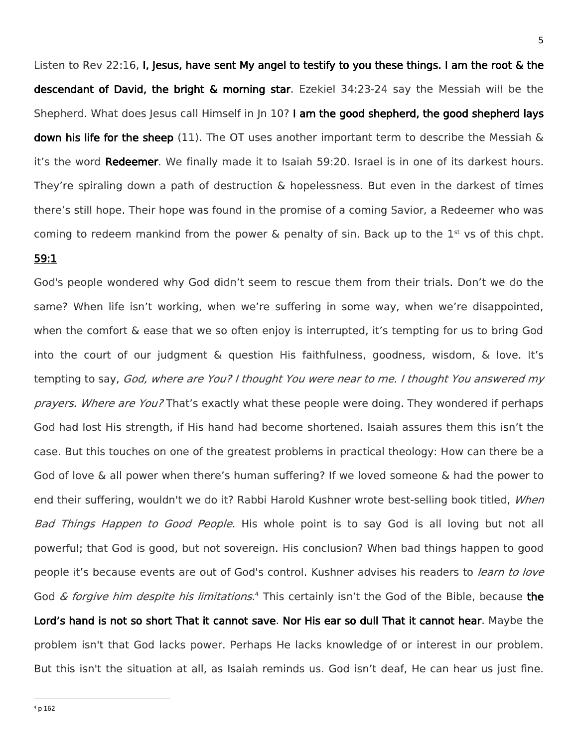Listen to Rev 22:16, **I, Jesus, have sent My angel to testify to you these things. I am the root & the descendant of David, the bright & morning star**. Ezekiel 34:23-24 say the Messiah will be the Shepherd. What does Jesus call Himself in Jn 10? **I am the good shepherd, the good shepherd lays down his life for the sheep** (11). The OT uses another important term to describe the Messiah & it's the word **Redeemer**. We finally made it to Isaiah 59:20. Israel is in one of its darkest hours. They're spiraling down a path of destruction & hopelessness. But even in the darkest of times there's still hope. Their hope was found in the promise of a coming Savior, a Redeemer who was coming to redeem mankind from the power & penalty of sin. Back up to the 1st vs of this chpt.

**59:1**

God's people wondered why God didn't seem to rescue them from their trials. Don't we do the same? When life isn't working, when we're suffering in some way, when we're disappointed, when the comfort & ease that we so often enjoy is interrupted, it's tempting for us to bring God into the court of our judgment & question His faithfulness, goodness, wisdom, & love. It's tempting to say, *God, where are You? I thought You were near to me. I thought You answered my prayers. Where are You?* That's exactly what these people were doing. They wondered if perhaps God had lost His strength, if His hand had become shortened. Isaiah assures them this isn't the case. But this touches on one of the greatest problems in practical theology: How can there be a God of love & all power when there's human suffering? If we loved someone & had the power to end their suffering, wouldn't we do it? Rabbi Harold Kushner wrote best-selling book titled, *When Bad Things Happen to Good People*. His whole point is to say God is all loving but not all powerful; that God is good, but not sovereign. His conclusion? When bad things happen to good people it's because events are out of God's control. Kushner advises his readers to *learn to love* God *& forgive him despite his limitations*.[4] This certainly isn't the God of the Bible, because **the Lord's hand is not so short That it cannot save**. **Nor His ear so dull That it cannot hear**. Maybe the problem isn't that God lacks power. Perhaps He lacks knowledge of or interest in our problem. But this isn't the situation at all, as Isaiah reminds us. God isn't deaf, He can hear us just fine.

[4] p 162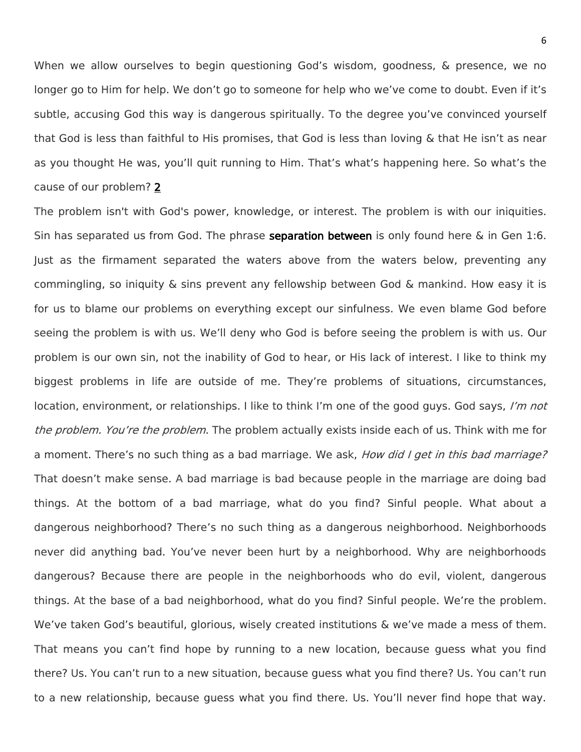When we allow ourselves to begin questioning God's wisdom, goodness, & presence, we no longer go to Him for help. We don't go to someone for help who we've come to doubt. Even if it's subtle, accusing God this way is dangerous spiritually. To the degree you've convinced yourself that God is less than faithful to His promises, that God is less than loving & that He isn't as near as you thought He was, you'll quit running to Him. That's what's happening here. So what's the cause of our problem? 2

The problem isn't with God's power, knowledge, or interest. The problem is with our iniquities. Sin has separated us from God. The phrase **separation between** is only found here & in Gen 1:6. Just as the firmament separated the waters above from the waters below, preventing any commingling, so iniquity & sins prevent any fellowship between God & mankind. How easy it is for us to blame our problems on everything except our sinfulness. We even blame God before seeing the problem is with us. We'll deny who God is before seeing the problem is with us. Our problem is our own sin, not the inability of God to hear, or His lack of interest. I like to think my biggest problems in life are outside of me. They're problems of situations, circumstances, location, environment, or relationships. I like to think I'm one of the good guys. God says, *I'm not the problem. You're the problem*. The problem actually exists inside each of us. Think with me for a moment. There's no such thing as a bad marriage. We ask, *How did I get in this bad marriage?* That doesn't make sense. A bad marriage is bad because people in the marriage are doing bad things. At the bottom of a bad marriage, what do you find? Sinful people. What about a dangerous neighborhood? There's no such thing as a dangerous neighborhood. Neighborhoods never did anything bad. You've never been hurt by a neighborhood. Why are neighborhoods dangerous? Because there are people in the neighborhoods who do evil, violent, dangerous things. At the base of a bad neighborhood, what do you find? Sinful people. We're the problem. We've taken God's beautiful, glorious, wisely created institutions & we've made a mess of them. That means you can't find hope by running to a new location, because guess what you find there? Us. You can't run to a new situation, because guess what you find there? Us. You can't run to a new relationship, because guess what you find there. Us. You'll never find hope that way.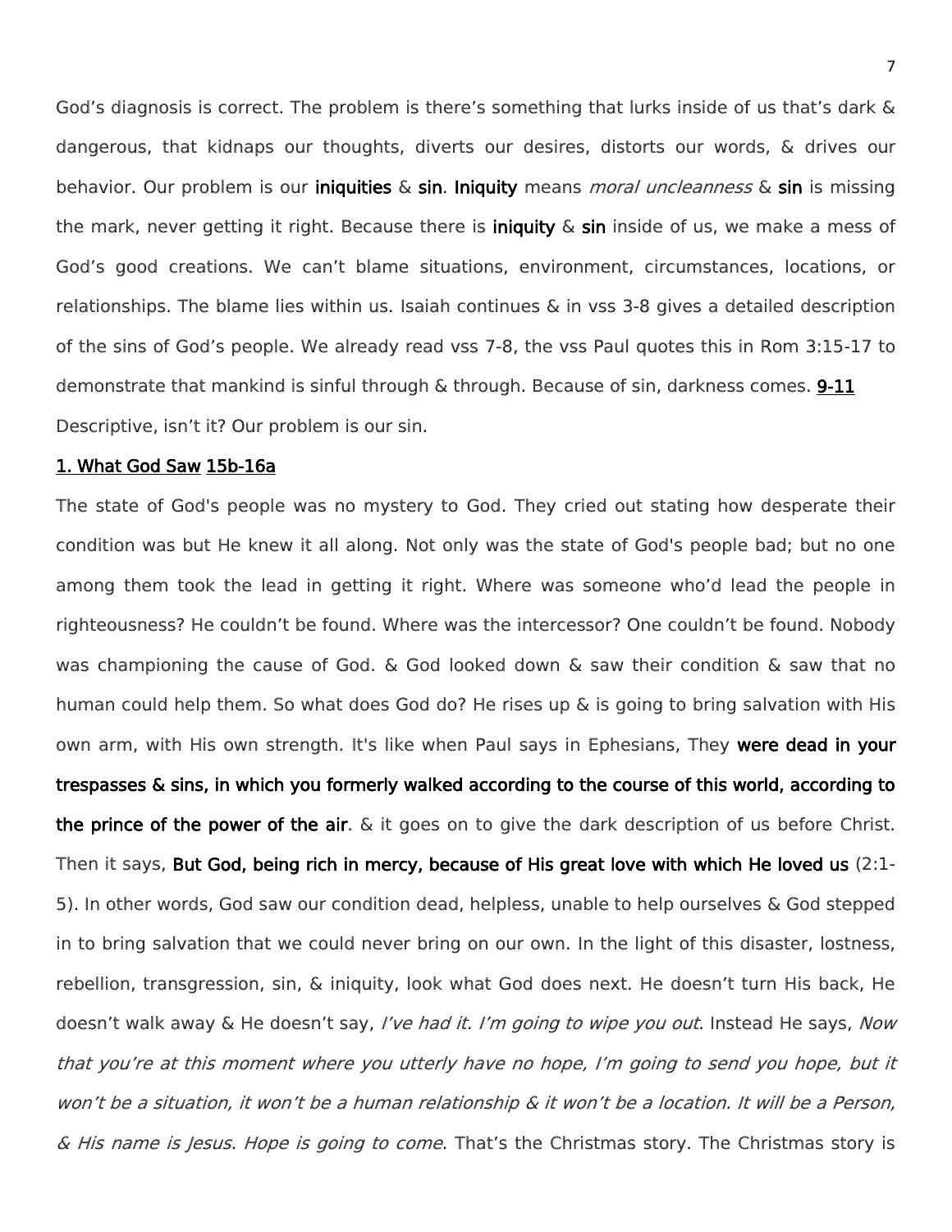God's diagnosis is correct. The problem is there's something that lurks inside of us that's dark & dangerous, that kidnaps our thoughts, diverts our desires, distorts our words, & drives our behavior. Our problem is our **iniquities** & **sin**. **Iniquity** means *moral uncleanness* & **sin** is missing the mark, never getting it right. Because there is **iniquity** & **sin** inside of us, we make a mess of God's good creations. We can't blame situations, environment, circumstances, locations, or relationships. The blame lies within us. Isaiah continues & in vss 3-8 gives a detailed description of the sins of God's people. We already read vss 7-8, the vss Paul quotes this in Rom 3:15-17 to demonstrate that mankind is sinful through & through. Because of sin, darkness comes. **<u>9-11</u>** Descriptive, isn't it? Our problem is our sin.

**<u>1. What God Saw</u>** **<u>15b-16a</u>**

The state of God's people was no mystery to God. They cried out stating how desperate their condition was but He knew it all along. Not only was the state of God's people bad; but no one among them took the lead in getting it right. Where was someone who'd lead the people in righteousness? He couldn't be found. Where was the intercessor? One couldn't be found. Nobody was championing the cause of God. & God looked down & saw their condition & saw that no human could help them. So what does God do? He rises up & is going to bring salvation with His own arm, with His own strength. It's like when Paul says in Ephesians, They **were dead in your trespasses & sins, in which you formerly walked according to the course of this world, according to the prince of the power of the air**. & it goes on to give the dark description of us before Christ. Then it says, **But God, being rich in mercy, because of His great love with which He loved us** (2:1-5). In other words, God saw our condition dead, helpless, unable to help ourselves & God stepped in to bring salvation that we could never bring on our own. In the light of this disaster, lostness, rebellion, transgression, sin, & iniquity, look what God does next. He doesn't turn His back, He doesn't walk away & He doesn't say, *I've had it. I'm going to wipe you out*. Instead He says, *Now that you're at this moment where you utterly have no hope, I'm going to send you hope, but it won't be a situation, it won't be a human relationship & it won't be a location. It will be a Person, & His name is Jesus. Hope is going to come*. That's the Christmas story. The Christmas story is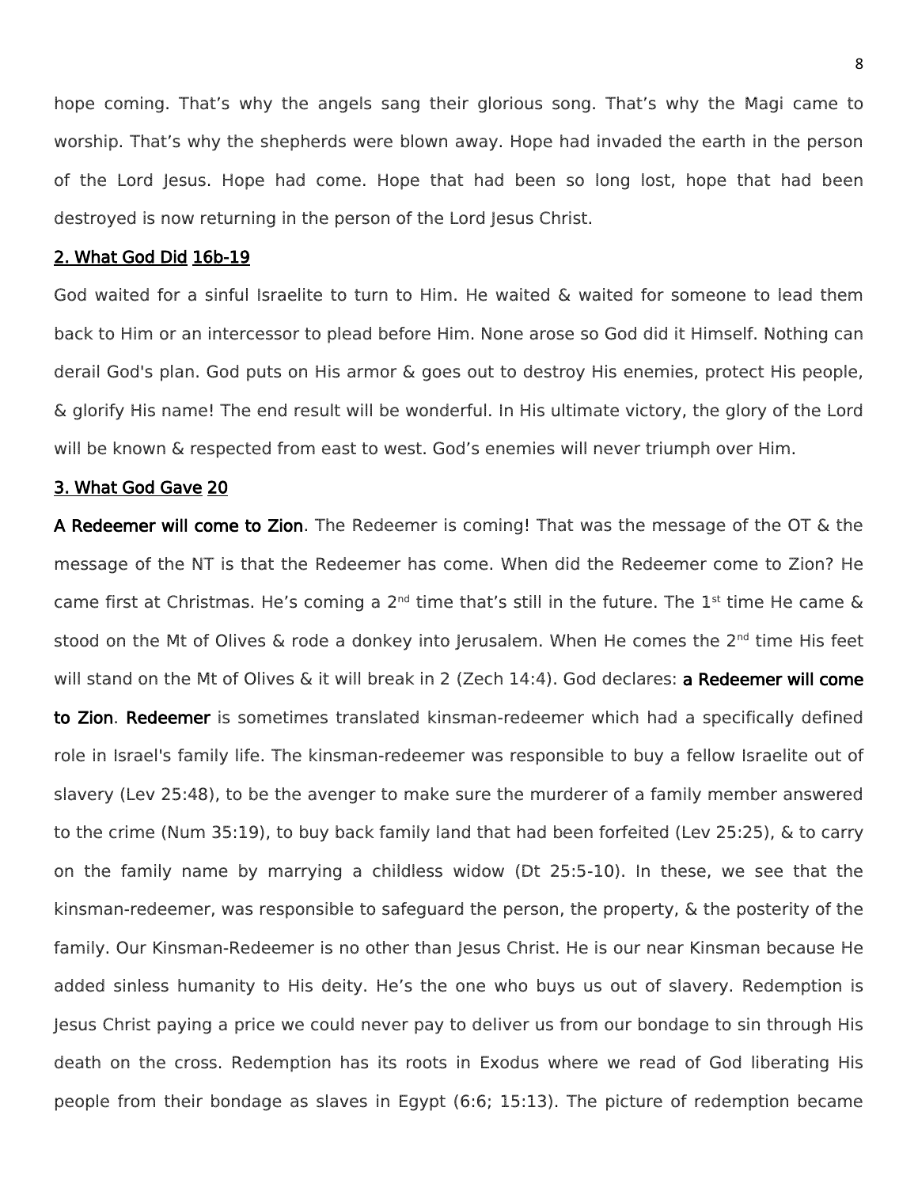hope coming. That's why the angels sang their glorious song. That's why the Magi came to worship. That's why the shepherds were blown away. Hope had invaded the earth in the person of the Lord Jesus. Hope had come. Hope that had been so long lost, hope that had been destroyed is now returning in the person of the Lord Jesus Christ.

## 2. What God Did 16b-19

God waited for a sinful Israelite to turn to Him. He waited & waited for someone to lead them back to Him or an intercessor to plead before Him. None arose so God did it Himself. Nothing can derail God's plan. God puts on His armor & goes out to destroy His enemies, protect His people, & glorify His name! The end result will be wonderful. In His ultimate victory, the glory of the Lord will be known & respected from east to west. God's enemies will never triumph over Him.

## 3. What God Gave 20

**A Redeemer will come to Zion**. The Redeemer is coming! That was the message of the OT & the message of the NT is that the Redeemer has come. When did the Redeemer come to Zion? He came first at Christmas. He's coming a 2nd time that's still in the future. The 1st time He came & stood on the Mt of Olives & rode a donkey into Jerusalem. When He comes the 2nd time His feet will stand on the Mt of Olives & it will break in 2 (Zech 14:4). God declares: **a Redeemer will come to Zion**. **Redeemer** is sometimes translated kinsman-redeemer which had a specifically defined role in Israel's family life. The kinsman-redeemer was responsible to buy a fellow Israelite out of slavery (Lev 25:48), to be the avenger to make sure the murderer of a family member answered to the crime (Num 35:19), to buy back family land that had been forfeited (Lev 25:25), & to carry on the family name by marrying a childless widow (Dt 25:5-10). In these, we see that the kinsman-redeemer, was responsible to safeguard the person, the property, & the posterity of the family. Our Kinsman-Redeemer is no other than Jesus Christ. He is our near Kinsman because He added sinless humanity to His deity. He's the one who buys us out of slavery. Redemption is Jesus Christ paying a price we could never pay to deliver us from our bondage to sin through His death on the cross. Redemption has its roots in Exodus where we read of God liberating His people from their bondage as slaves in Egypt (6:6; 15:13). The picture of redemption became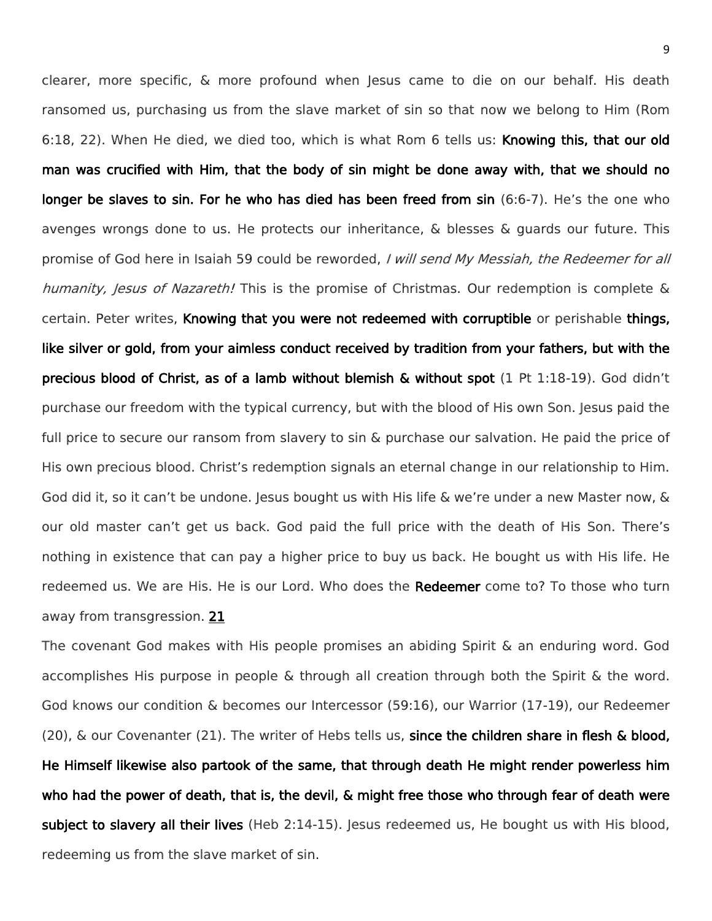clearer, more specific, & more profound when Jesus came to die on our behalf. His death ransomed us, purchasing us from the slave market of sin so that now we belong to Him (Rom 6:18, 22). When He died, we died too, which is what Rom 6 tells us: **Knowing this, that our old man was crucified with Him, that the body of sin might be done away with, that we should no longer be slaves to sin. For he who has died has been freed from sin** (6:6-7). He's the one who avenges wrongs done to us. He protects our inheritance, & blesses & guards our future. This promise of God here in Isaiah 59 could be reworded, *I will send My Messiah, the Redeemer for all humanity, Jesus of Nazareth!* This is the promise of Christmas. Our redemption is complete & certain. Peter writes, **Knowing that you were not redeemed with corruptible** or perishable **things, like silver or gold, from your aimless conduct received by tradition from your fathers, but with the precious blood of Christ, as of a lamb without blemish & without spot** (1 Pt 1:18-19). God didn't purchase our freedom with the typical currency, but with the blood of His own Son. Jesus paid the full price to secure our ransom from slavery to sin & purchase our salvation. He paid the price of His own precious blood. Christ's redemption signals an eternal change in our relationship to Him. God did it, so it can't be undone. Jesus bought us with His life & we're under a new Master now, & our old master can't get us back. God paid the full price with the death of His Son. There's nothing in existence that can pay a higher price to buy us back. He bought us with His life. He redeemed us. We are His. He is our Lord. Who does the **Redeemer** come to? To those who turn away from transgression. **21**

The covenant God makes with His people promises an abiding Spirit & an enduring word. God accomplishes His purpose in people & through all creation through both the Spirit & the word. God knows our condition & becomes our Intercessor (59:16), our Warrior (17-19), our Redeemer (20), & our Covenanter (21). The writer of Hebs tells us, **since the children share in flesh & blood, He Himself likewise also partook of the same, that through death He might render powerless him who had the power of death, that is, the devil, & might free those who through fear of death were subject to slavery all their lives** (Heb 2:14-15). Jesus redeemed us, He bought us with His blood, redeeming us from the slave market of sin.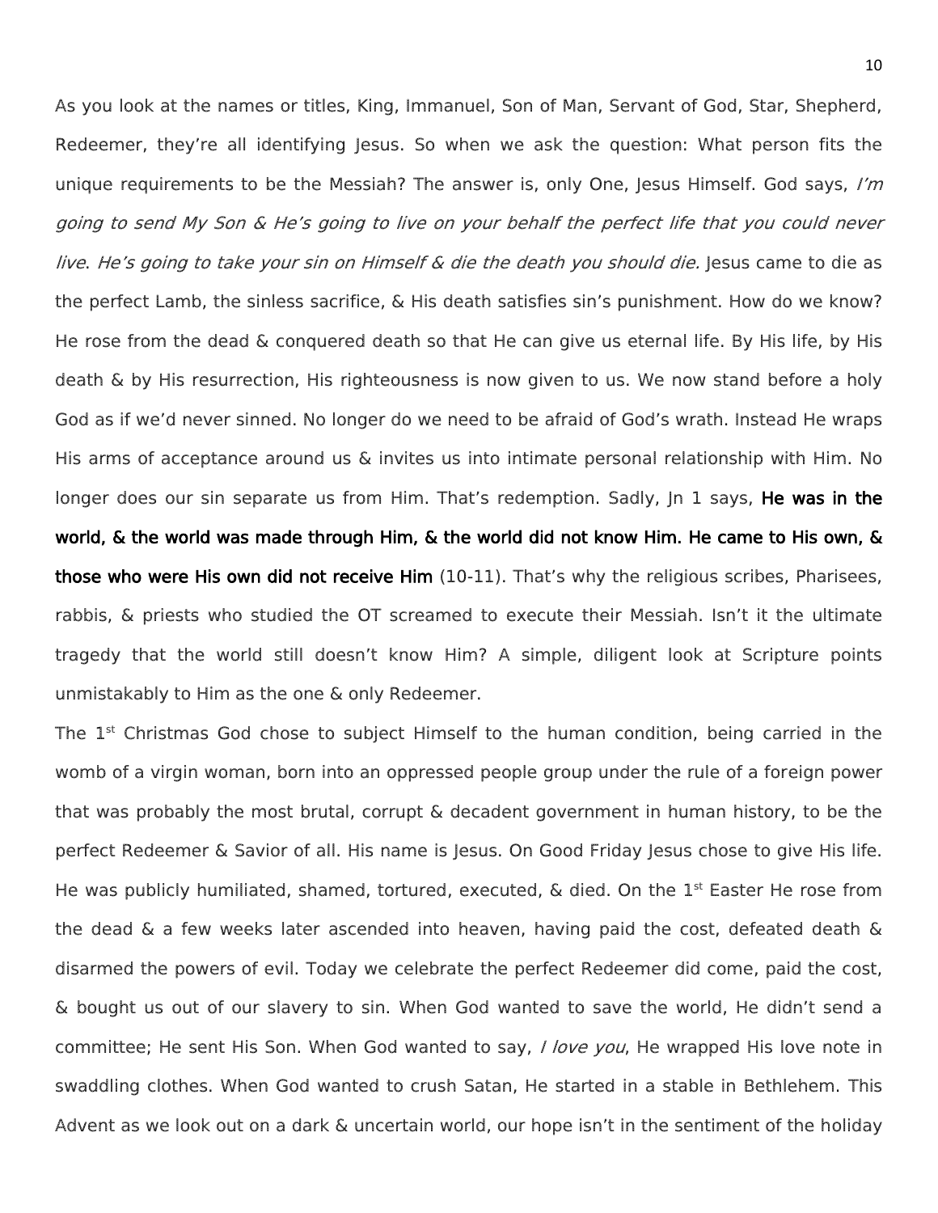As you look at the names or titles, King, Immanuel, Son of Man, Servant of God, Star, Shepherd, Redeemer, they're all identifying Jesus. So when we ask the question: What person fits the unique requirements to be the Messiah? The answer is, only One, Jesus Himself. God says, *I'm going to send My Son & He's going to live on your behalf the perfect life that you could never live. He's going to take your sin on Himself & die the death you should die.* Jesus came to die as the perfect Lamb, the sinless sacrifice, & His death satisfies sin's punishment. How do we know? He rose from the dead & conquered death so that He can give us eternal life. By His life, by His death & by His resurrection, His righteousness is now given to us. We now stand before a holy God as if we'd never sinned. No longer do we need to be afraid of God's wrath. Instead He wraps His arms of acceptance around us & invites us into intimate personal relationship with Him. No longer does our sin separate us from Him. That's redemption. Sadly, Jn 1 says, **He was in the world, & the world was made through Him, & the world did not know Him. He came to His own, & those who were His own did not receive Him** (10-11). That's why the religious scribes, Pharisees, rabbis, & priests who studied the OT screamed to execute their Messiah. Isn't it the ultimate tragedy that the world still doesn't know Him? A simple, diligent look at Scripture points unmistakably to Him as the one & only Redeemer.

The 1st Christmas God chose to subject Himself to the human condition, being carried in the womb of a virgin woman, born into an oppressed people group under the rule of a foreign power that was probably the most brutal, corrupt & decadent government in human history, to be the perfect Redeemer & Savior of all. His name is Jesus. On Good Friday Jesus chose to give His life. He was publicly humiliated, shamed, tortured, executed, & died. On the 1st Easter He rose from the dead & a few weeks later ascended into heaven, having paid the cost, defeated death & disarmed the powers of evil. Today we celebrate the perfect Redeemer did come, paid the cost, & bought us out of our slavery to sin. When God wanted to save the world, He didn't send a committee; He sent His Son. When God wanted to say, *I love you*, He wrapped His love note in swaddling clothes. When God wanted to crush Satan, He started in a stable in Bethlehem. This Advent as we look out on a dark & uncertain world, our hope isn't in the sentiment of the holiday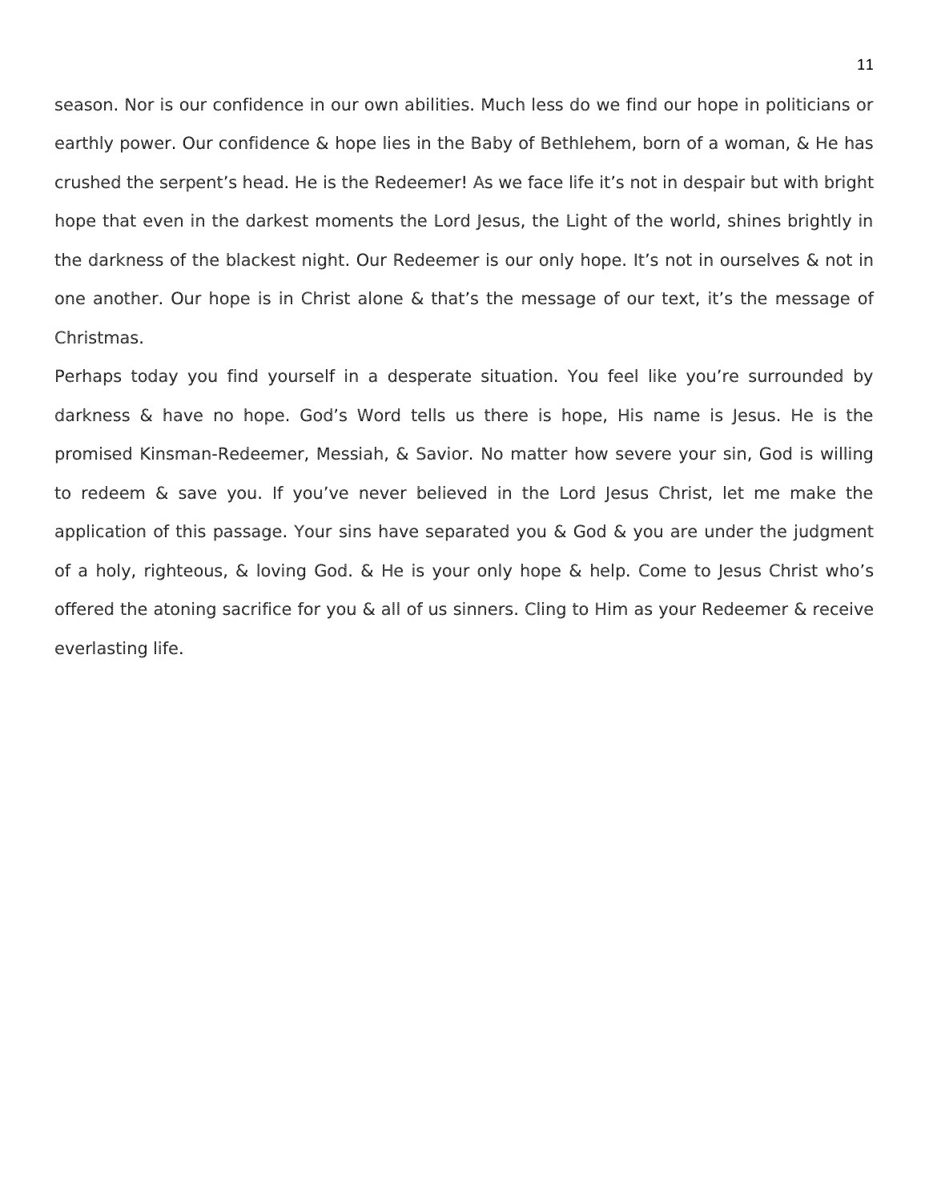season. Nor is our confidence in our own abilities. Much less do we find our hope in politicians or earthly power. Our confidence & hope lies in the Baby of Bethlehem, born of a woman, & He has crushed the serpent's head. He is the Redeemer! As we face life it's not in despair but with bright hope that even in the darkest moments the Lord Jesus, the Light of the world, shines brightly in the darkness of the blackest night. Our Redeemer is our only hope. It's not in ourselves & not in one another. Our hope is in Christ alone & that's the message of our text, it's the message of Christmas.

Perhaps today you find yourself in a desperate situation. You feel like you're surrounded by darkness & have no hope. God's Word tells us there is hope, His name is Jesus. He is the promised Kinsman-Redeemer, Messiah, & Savior. No matter how severe your sin, God is willing to redeem & save you. If you've never believed in the Lord Jesus Christ, let me make the application of this passage. Your sins have separated you & God & you are under the judgment of a holy, righteous, & loving God. & He is your only hope & help. Come to Jesus Christ who's offered the atoning sacrifice for you & all of us sinners. Cling to Him as your Redeemer & receive everlasting life.